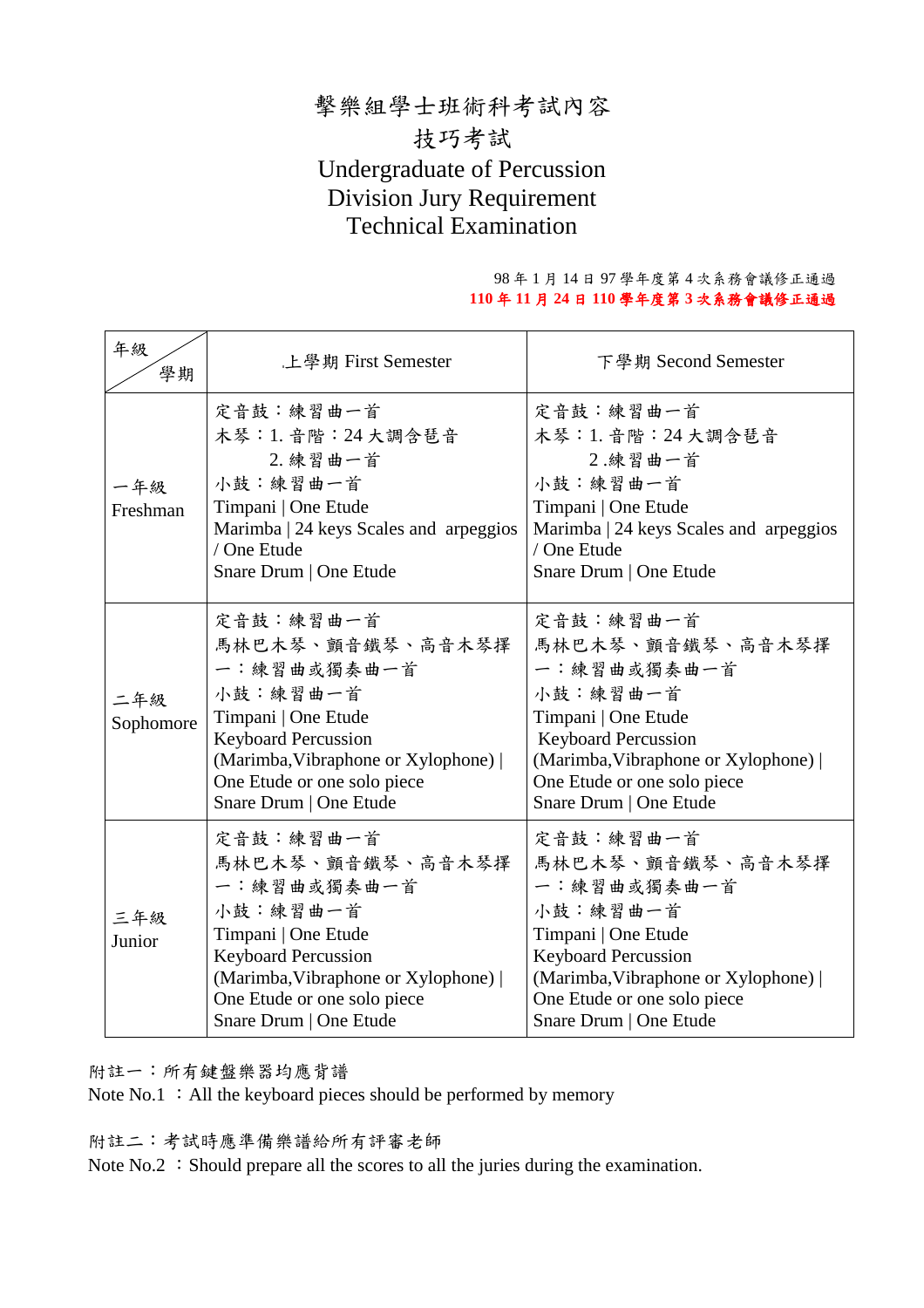# 擊樂組學士班術科考試內容

## 技巧考試

## Undergraduate of Percussion Division Jury Requirement Technical Examination

98 年 1 月 14 日 97 學年度第 4 次系務會議修正通過

**110 年 11 月 24 日 110 學年度第 3 次系務會議修正通過**

| 年級 / 學期 | .上學期 First Semester | 下學期 Second Semester |
|---|---|---|
| 一年級 Freshman | 定音鼓：練習曲一首<br>木琴：1. 音階：24 大調含琶音<br>2. 練習曲一首<br>小鼓：練習曲一首<br>Timpani \| One Etude<br>Marimba \| 24 keys Scales and arpeggios / One Etude<br>Snare Drum \| One Etude | 定音鼓：練習曲一首<br>木琴：1. 音階：24 大調含琶音<br>2 .練習曲一首<br>小鼓：練習曲一首<br>Timpani \| One Etude<br>Marimba \| 24 keys Scales and arpeggios / One Etude<br>Snare Drum \| One Etude |
| 二年級 Sophomore | 定音鼓：練習曲一首<br>馬林巴木琴、顫音鐵琴、高音木琴擇一：練習曲或獨奏曲一首<br>小鼓：練習曲一首<br>Timpani \| One Etude<br>Keyboard Percussion<br>(Marimba,Vibraphone or Xylophone) \| One Etude or one solo piece<br>Snare Drum \| One Etude | 定音鼓：練習曲一首<br>馬林巴木琴、顫音鐵琴、高音木琴擇一：練習曲或獨奏曲一首<br>小鼓：練習曲一首<br>Timpani \| One Etude<br>Keyboard Percussion<br>(Marimba,Vibraphone or Xylophone) \| One Etude or one solo piece<br>Snare Drum \| One Etude |
| 三年級 Junior | 定音鼓：練習曲一首<br>馬林巴木琴、顫音鐵琴、高音木琴擇一：練習曲或獨奏曲一首<br>小鼓：練習曲一首<br>Timpani \| One Etude<br>Keyboard Percussion<br>(Marimba,Vibraphone or Xylophone) \| One Etude or one solo piece<br>Snare Drum \| One Etude | 定音鼓：練習曲一首<br>馬林巴木琴、顫音鐵琴、高音木琴擇一：練習曲或獨奏曲一首<br>小鼓：練習曲一首<br>Timpani \| One Etude<br>Keyboard Percussion<br>(Marimba,Vibraphone or Xylophone) \| One Etude or one solo piece<br>Snare Drum \| One Etude |

附註一：所有鍵盤樂器均應背譜

Note No.1 ：All the keyboard pieces should be performed by memory

附註二：考試時應準備樂譜給所有評審老師

Note No.2 ：Should prepare all the scores to all the juries during the examination.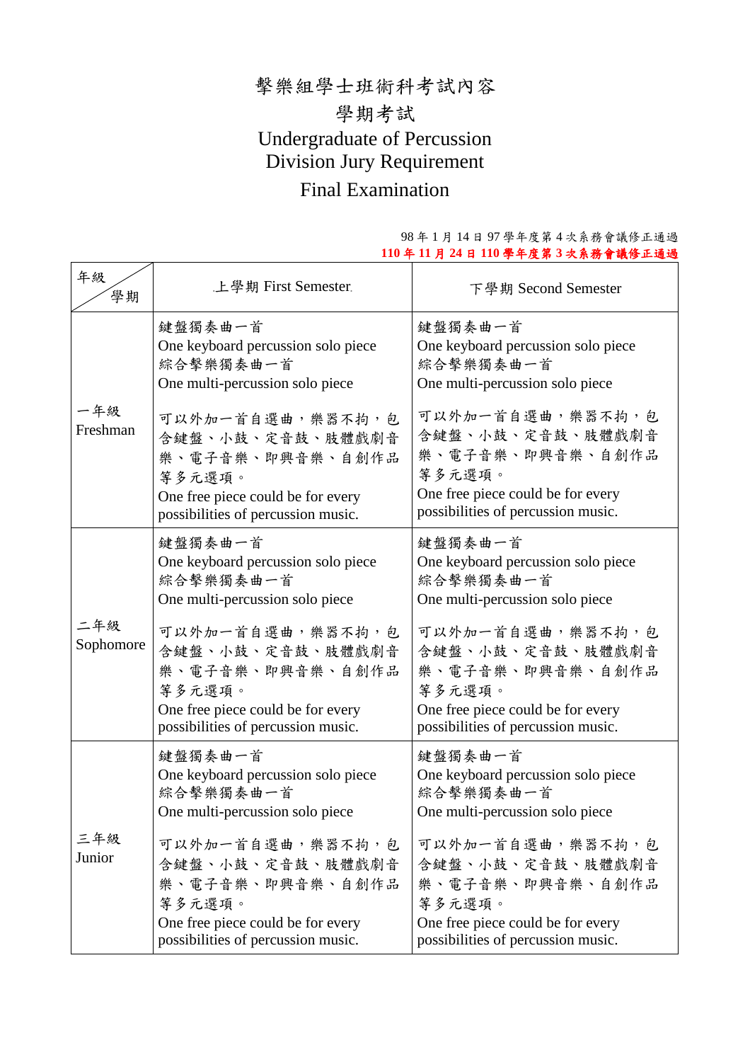# 擊樂組學士班術科考試內容

## 學期考試

## Undergraduate of Percussion
## Division Jury Requirement

## Final Examination

98 年 1 月 14 日 97 學年度第 4 次系務會議修正通過
**110 年 11 月 24 日 110 學年度第 3 次系務會議修正通過**

| 年級 / 學期 | 上學期 First Semester | 下學期 Second Semester |
|---|---|---|
| 一年級 Freshman | 鍵盤獨奏曲一首<br>One keyboard percussion solo piece<br>綜合擊樂獨奏曲一首<br>One multi-percussion solo piece<br><br>可以外加一首自選曲，樂器不拘，包含鍵盤、小鼓、定音鼓、肢體戲劇音樂、電子音樂、即興音樂、自創作品等多元選項。<br>One free piece could be for every possibilities of percussion music. | 鍵盤獨奏曲一首<br>One keyboard percussion solo piece<br>綜合擊樂獨奏曲一首<br>One multi-percussion solo piece<br><br>可以外加一首自選曲，樂器不拘，包含鍵盤、小鼓、定音鼓、肢體戲劇音樂、電子音樂、即興音樂、自創作品等多元選項。<br>One free piece could be for every possibilities of percussion music. |
| 二年級 Sophomore | 鍵盤獨奏曲一首<br>One keyboard percussion solo piece<br>綜合擊樂獨奏曲一首<br>One multi-percussion solo piece<br><br>可以外加一首自選曲，樂器不拘，包含鍵盤、小鼓、定音鼓、肢體戲劇音樂、電子音樂、即興音樂、自創作品等多元選項。<br>One free piece could be for every possibilities of percussion music. | 鍵盤獨奏曲一首<br>One keyboard percussion solo piece<br>綜合擊樂獨奏曲一首<br>One multi-percussion solo piece<br><br>可以外加一首自選曲，樂器不拘，包含鍵盤、小鼓、定音鼓、肢體戲劇音樂、電子音樂、即興音樂、自創作品等多元選項。<br>One free piece could be for every possibilities of percussion music. |
| 三年級 Junior | 鍵盤獨奏曲一首<br>One keyboard percussion solo piece<br>綜合擊樂獨奏曲一首<br>One multi-percussion solo piece<br><br>可以外加一首自選曲，樂器不拘，包含鍵盤、小鼓、定音鼓、肢體戲劇音樂、電子音樂、即興音樂、自創作品等多元選項。<br>One free piece could be for every possibilities of percussion music. | 鍵盤獨奏曲一首<br>One keyboard percussion solo piece<br>綜合擊樂獨奏曲一首<br>One multi-percussion solo piece<br><br>可以外加一首自選曲，樂器不拘，包含鍵盤、小鼓、定音鼓、肢體戲劇音樂、電子音樂、即興音樂、自創作品等多元選項。<br>One free piece could be for every possibilities of percussion music. |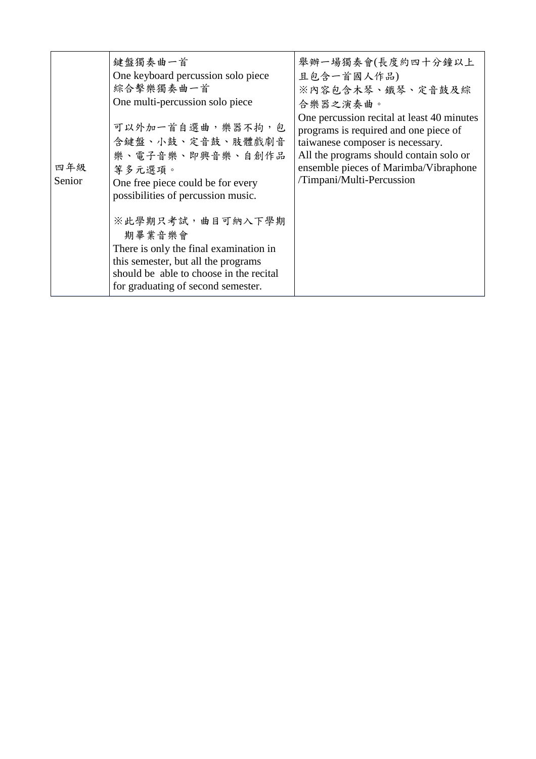| | | |
|---|---|---|
| 四年級<br>Senior | 鍵盤獨奏曲一首<br>One keyboard percussion solo piece<br>綜合擊樂獨奏曲一首<br>One multi-percussion solo piece<br><br>可以外加一首自選曲，樂器不拘，包含鍵盤、小鼓、定音鼓、肢體戲劇音樂、電子音樂、即興音樂、自創作品等多元選項。<br>One free piece could be for every possibilities of percussion music.<br><br>※此學期只考試，曲目可納入下學期期畢業音樂會<br>There is only the final examination in this semester, but all the programs should be able to choose in the recital for graduating of second semester. | 舉辦一場獨奏會(長度約四十分鐘以上且包含一首國人作品)<br>※內容包含木琴、鐵琴、定音鼓及綜合樂器之演奏曲。<br>One percussion recital at least 40 minutes programs is required and one piece of taiwanese composer is necessary.<br>All the programs should contain solo or ensemble pieces of Marimba/Vibraphone /Timpani/Multi-Percussion |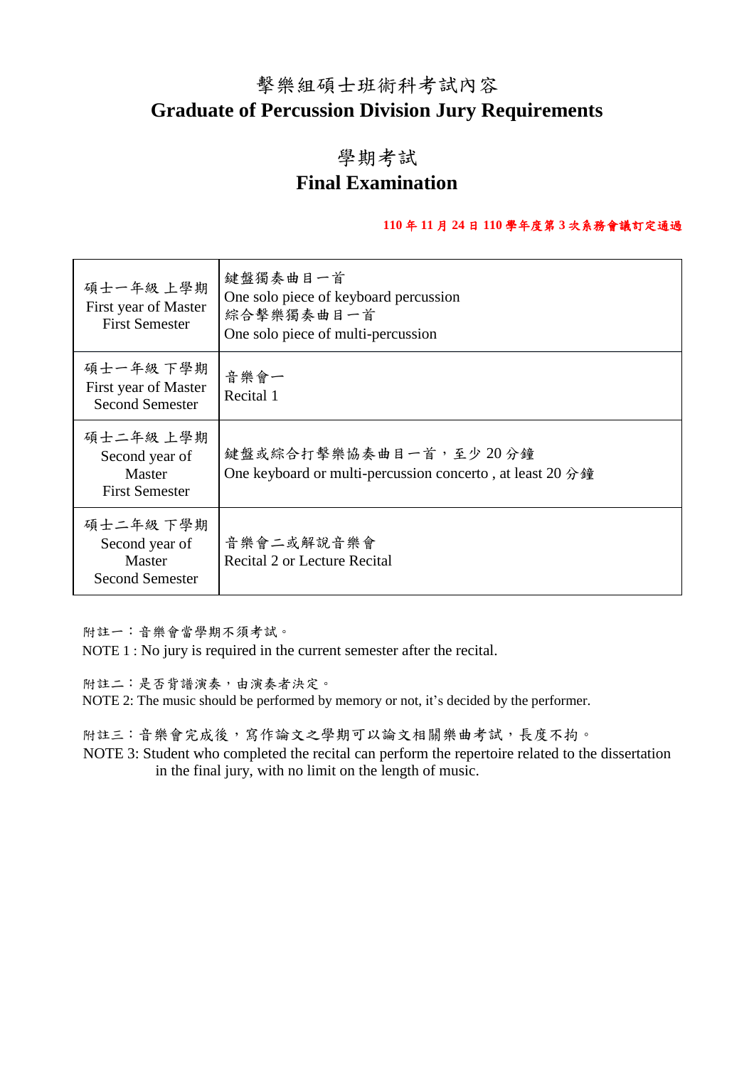# 擊樂組碩士班術科考試內容
# Graduate of Percussion Division Jury Requirements

## 學期考試
## Final Examination

**110 年 11 月 24 日 110 學年度第 3 次系務會議訂定通過**

| | |
|---|---|
| 碩士一年級 上學期<br>First year of Master<br>First Semester | 鍵盤獨奏曲目一首<br>One solo piece of keyboard percussion<br>綜合擊樂獨奏曲目一首<br>One solo piece of multi-percussion |
| 碩士一年級 下學期<br>First year of Master<br>Second Semester | 音樂會一<br>Recital 1 |
| 碩士二年級 上學期<br>Second year of Master<br>First Semester | 鍵盤或綜合打擊樂協奏曲目一首，至少 20 分鐘<br>One keyboard or multi-percussion concerto , at least 20 分鐘 |
| 碩士二年級 下學期<br>Second year of Master<br>Second Semester | 音樂會二或解說音樂會<br>Recital 2 or Lecture Recital |

附註一：音樂會當學期不須考試。
NOTE 1 : No jury is required in the current semester after the recital.

附註二：是否背譜演奏，由演奏者決定。
NOTE 2: The music should be performed by memory or not, it's decided by the performer.

附註三：音樂會完成後，寫作論文之學期可以論文相關樂曲考試，長度不拘。
NOTE 3: Student who completed the recital can perform the repertoire related to the dissertation in the final jury, with no limit on the length of music.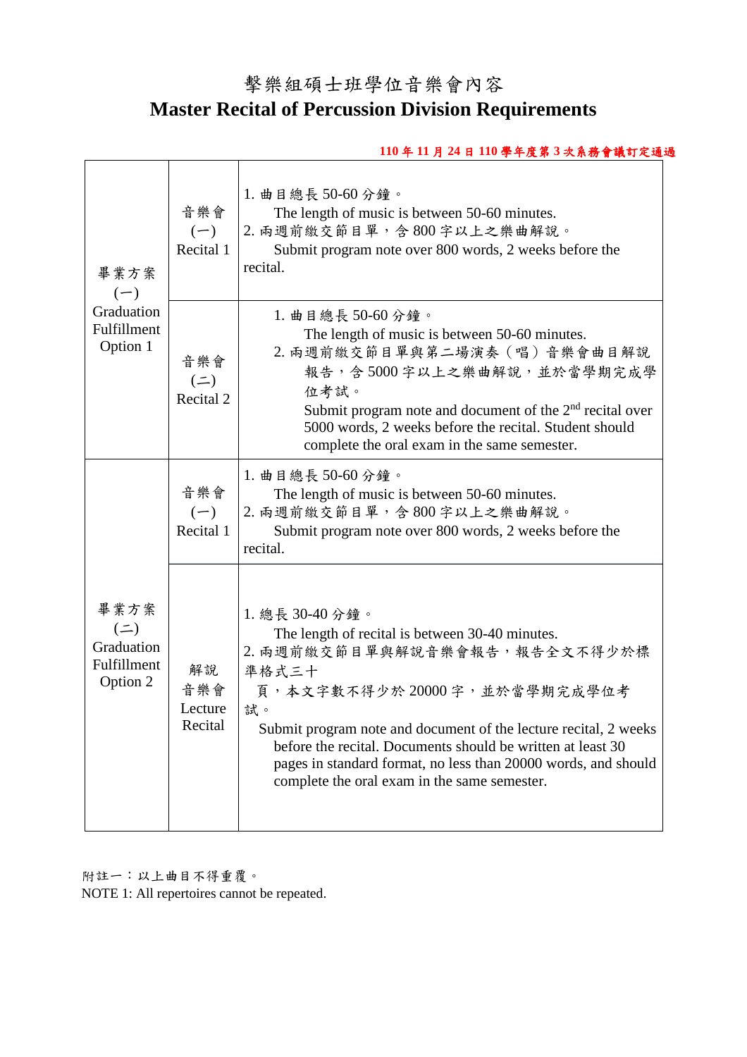# 擊樂組碩士班學位音樂會內容
# Master Recital of Percussion Division Requirements

**110 年 11 月 24 日 110 學年度第 3 次系務會議訂定通過**

| | | |
|---|---|---|
| 畢業方案(一) Graduation Fulfillment Option 1 | 音樂會(一) Recital 1 | 1. 曲目總長 50-60 分鐘。 The length of music is between 50-60 minutes.<br>2. 兩週前繳交節目單，含 800 字以上之樂曲解說。 Submit program note over 800 words, 2 weeks before the recital. |
| | 音樂會(二) Recital 2 | 1. 曲目總長 50-60 分鐘。 The length of music is between 50-60 minutes.<br>2. 兩週前繳交節目單與第二場演奏（唱）音樂會曲目解說報告，含 5000 字以上之樂曲解說，並於當學期完成學位考試。 Submit program note and document of the 2nd recital over 5000 words, 2 weeks before the recital. Student should complete the oral exam in the same semester. |
| 畢業方案(二) Graduation Fulfillment Option 2 | 音樂會(一) Recital 1 | 1. 曲目總長 50-60 分鐘。 The length of music is between 50-60 minutes.<br>2. 兩週前繳交節目單，含 800 字以上之樂曲解說。 Submit program note over 800 words, 2 weeks before the recital. |
| | 解說音樂會 Lecture Recital | 1. 總長 30-40 分鐘。 The length of recital is between 30-40 minutes.<br>2. 兩週前繳交節目單與解說音樂會報告，報告全文不得少於標準格式三十頁，本文字數不得少於 20000 字，並於當學期完成學位考試。 Submit program note and document of the lecture recital, 2 weeks before the recital. Documents should be written at least 30 pages in standard format, no less than 20000 words, and should complete the oral exam in the same semester. |

附註一：以上曲目不得重覆。
NOTE 1: All repertoires cannot be repeated.